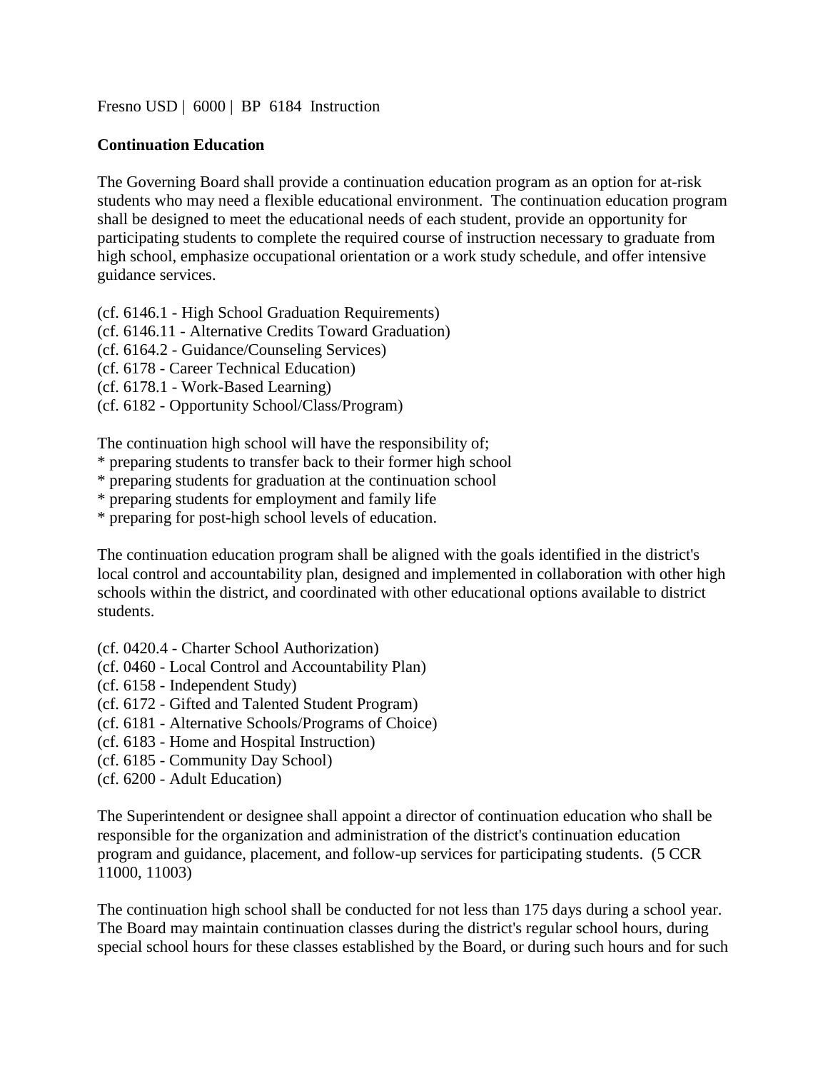Fresno USD | 6000 | BP 6184 Instruction

**Continuation Education**

The Governing Board shall provide a continuation education program as an option for at-risk students who may need a flexible educational environment. The continuation education program shall be designed to meet the educational needs of each student, provide an opportunity for participating students to complete the required course of instruction necessary to graduate from high school, emphasize occupational orientation or a work study schedule, and offer intensive guidance services.

(cf. 6146.1 - High School Graduation Requirements)
(cf. 6146.11 - Alternative Credits Toward Graduation)
(cf. 6164.2 - Guidance/Counseling Services)
(cf. 6178 - Career Technical Education)
(cf. 6178.1 - Work-Based Learning)
(cf. 6182 - Opportunity School/Class/Program)

The continuation high school will have the responsibility of;
* preparing students to transfer back to their former high school
* preparing students for graduation at the continuation school
* preparing students for employment and family life
* preparing for post-high school levels of education.

The continuation education program shall be aligned with the goals identified in the district's local control and accountability plan, designed and implemented in collaboration with other high schools within the district, and coordinated with other educational options available to district students.

(cf. 0420.4 - Charter School Authorization)
(cf. 0460 - Local Control and Accountability Plan)
(cf. 6158 - Independent Study)
(cf. 6172 - Gifted and Talented Student Program)
(cf. 6181 - Alternative Schools/Programs of Choice)
(cf. 6183 - Home and Hospital Instruction)
(cf. 6185 - Community Day School)
(cf. 6200 - Adult Education)

The Superintendent or designee shall appoint a director of continuation education who shall be responsible for the organization and administration of the district's continuation education program and guidance, placement, and follow-up services for participating students. (5 CCR 11000, 11003)

The continuation high school shall be conducted for not less than 175 days during a school year. The Board may maintain continuation classes during the district's regular school hours, during special school hours for these classes established by the Board, or during such hours and for such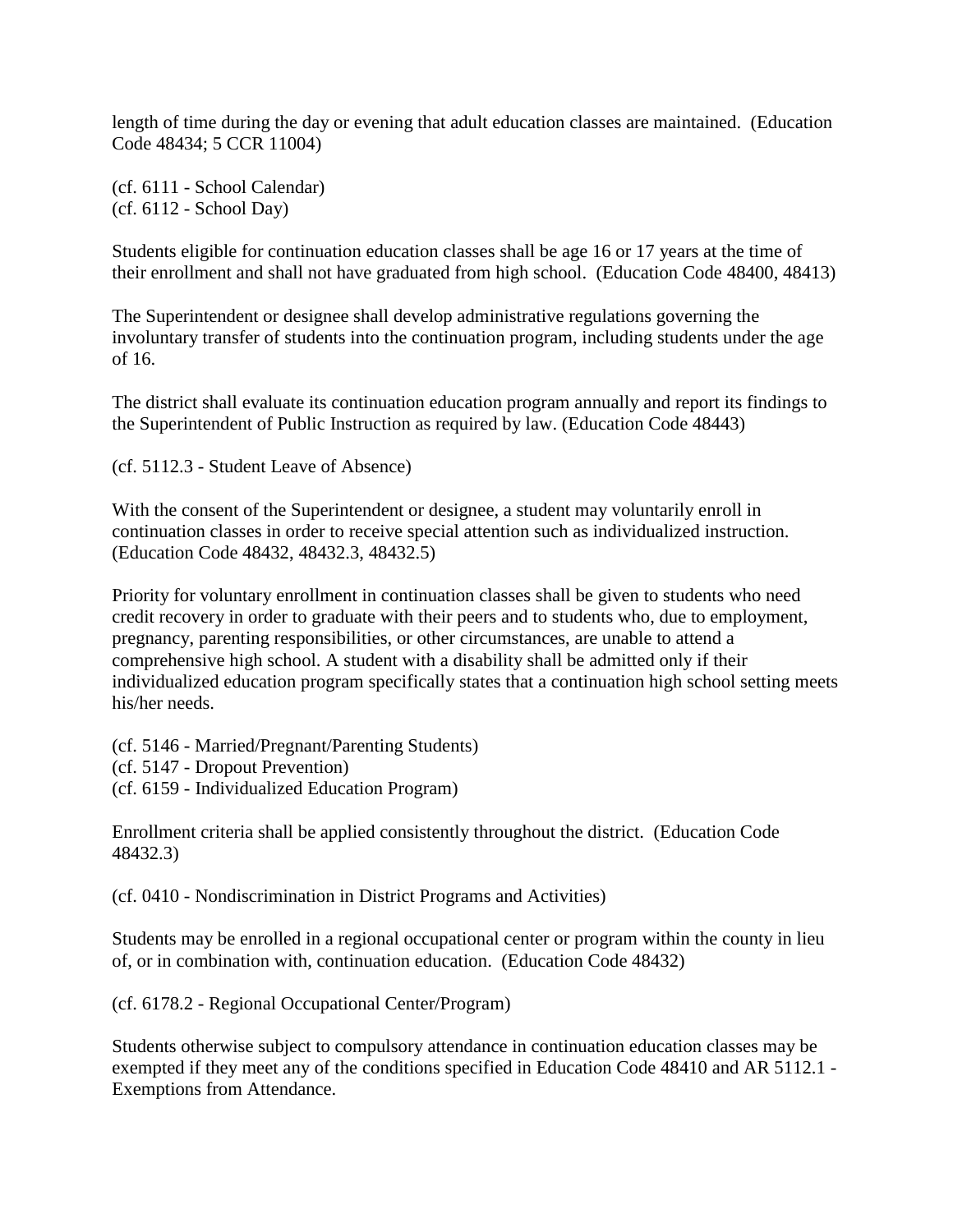length of time during the day or evening that adult education classes are maintained. (Education Code 48434; 5 CCR 11004)

(cf. 6111 - School Calendar)
(cf. 6112 - School Day)

Students eligible for continuation education classes shall be age 16 or 17 years at the time of their enrollment and shall not have graduated from high school. (Education Code 48400, 48413)

The Superintendent or designee shall develop administrative regulations governing the involuntary transfer of students into the continuation program, including students under the age of 16.

The district shall evaluate its continuation education program annually and report its findings to the Superintendent of Public Instruction as required by law. (Education Code 48443)

(cf. 5112.3 - Student Leave of Absence)

With the consent of the Superintendent or designee, a student may voluntarily enroll in continuation classes in order to receive special attention such as individualized instruction. (Education Code 48432, 48432.3, 48432.5)

Priority for voluntary enrollment in continuation classes shall be given to students who need credit recovery in order to graduate with their peers and to students who, due to employment, pregnancy, parenting responsibilities, or other circumstances, are unable to attend a comprehensive high school. A student with a disability shall be admitted only if their individualized education program specifically states that a continuation high school setting meets his/her needs.

(cf. 5146 - Married/Pregnant/Parenting Students)
(cf. 5147 - Dropout Prevention)
(cf. 6159 - Individualized Education Program)

Enrollment criteria shall be applied consistently throughout the district. (Education Code 48432.3)

(cf. 0410 - Nondiscrimination in District Programs and Activities)

Students may be enrolled in a regional occupational center or program within the county in lieu of, or in combination with, continuation education. (Education Code 48432)

(cf. 6178.2 - Regional Occupational Center/Program)

Students otherwise subject to compulsory attendance in continuation education classes may be exempted if they meet any of the conditions specified in Education Code 48410 and AR 5112.1 - Exemptions from Attendance.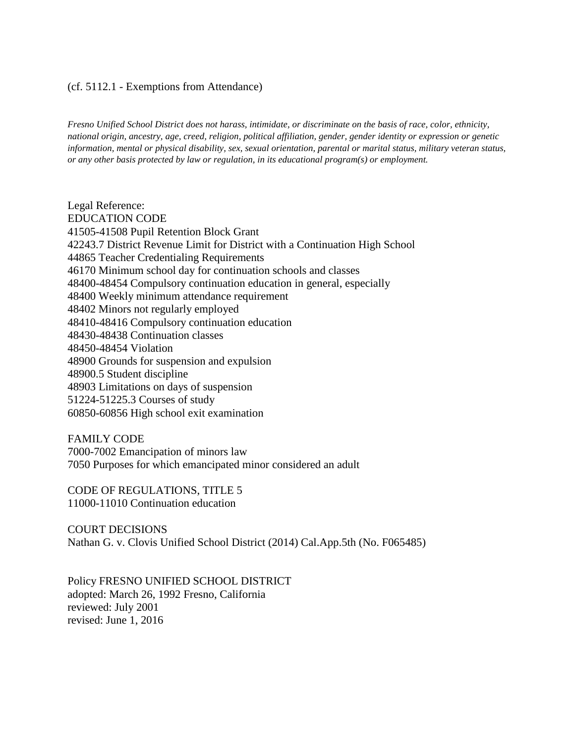(cf. 5112.1 - Exemptions from Attendance)

*Fresno Unified School District does not harass, intimidate, or discriminate on the basis of race, color, ethnicity, national origin, ancestry, age, creed, religion, political affiliation, gender, gender identity or expression or genetic information, mental or physical disability, sex, sexual orientation, parental or marital status, military veteran status, or any other basis protected by law or regulation, in its educational program(s) or employment.*

Legal Reference:
EDUCATION CODE
41505-41508 Pupil Retention Block Grant
42243.7 District Revenue Limit for District with a Continuation High School
44865 Teacher Credentialing Requirements
46170 Minimum school day for continuation schools and classes
48400-48454 Compulsory continuation education in general, especially
48400 Weekly minimum attendance requirement
48402 Minors not regularly employed
48410-48416 Compulsory continuation education
48430-48438 Continuation classes
48450-48454 Violation
48900 Grounds for suspension and expulsion
48900.5 Student discipline
48903 Limitations on days of suspension
51224-51225.3 Courses of study
60850-60856 High school exit examination

FAMILY CODE
7000-7002 Emancipation of minors law
7050 Purposes for which emancipated minor considered an adult

CODE OF REGULATIONS, TITLE 5
11000-11010 Continuation education

COURT DECISIONS
Nathan G. v. Clovis Unified School District (2014) Cal.App.5th (No. F065485)

Policy FRESNO UNIFIED SCHOOL DISTRICT
adopted: March 26, 1992 Fresno, California
reviewed: July 2001
revised: June 1, 2016